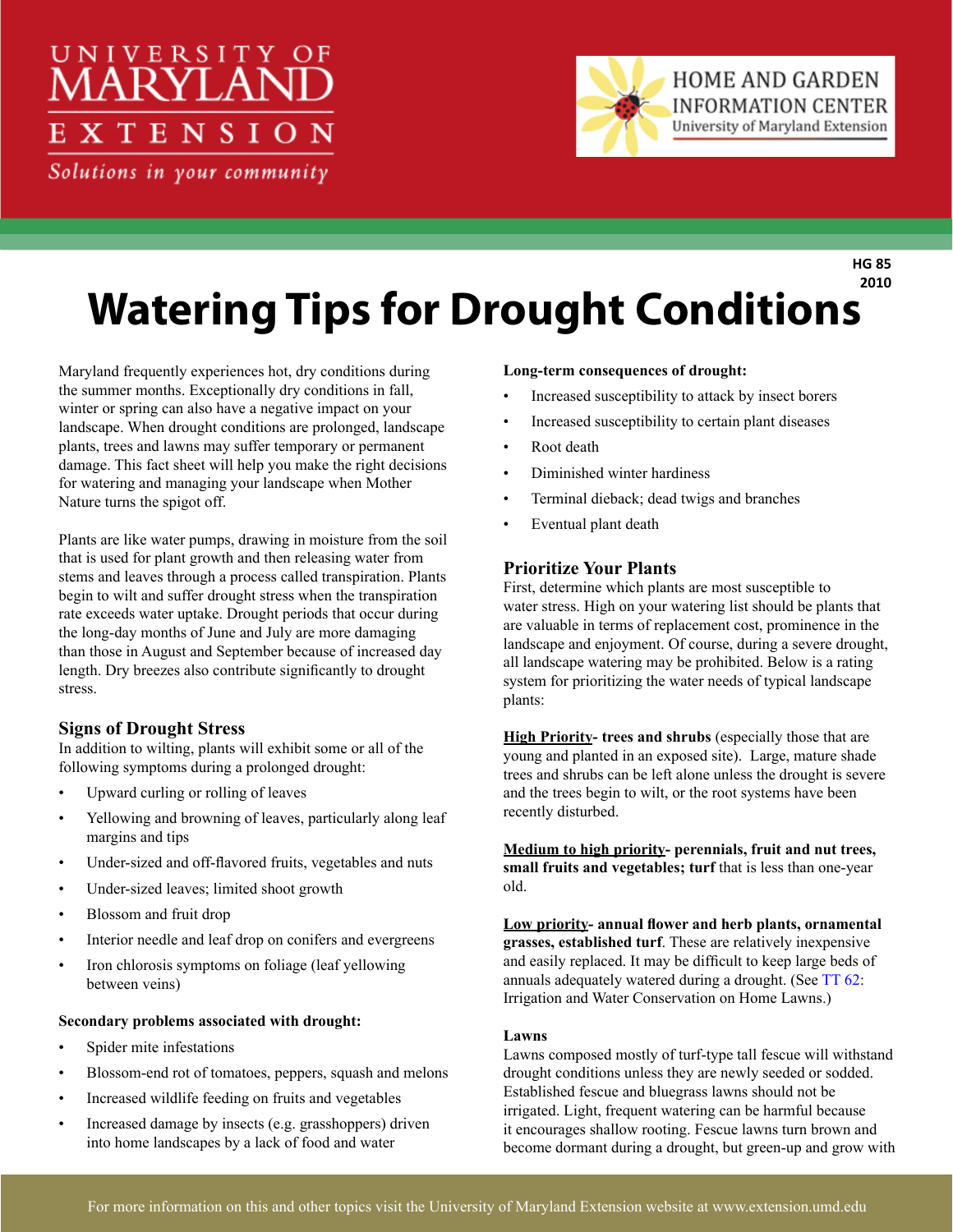HG 85
2010

# Watering Tips for Drought Conditions

Maryland frequently experiences hot, dry conditions during the summer months. Exceptionally dry conditions in fall, winter or spring can also have a negative impact on your landscape. When drought conditions are prolonged, landscape plants, trees and lawns may suffer temporary or permanent damage. This fact sheet will help you make the right decisions for watering and managing your landscape when Mother Nature turns the spigot off.

Plants are like water pumps, drawing in moisture from the soil that is used for plant growth and then releasing water from stems and leaves through a process called transpiration. Plants begin to wilt and suffer drought stress when the transpiration rate exceeds water uptake. Drought periods that occur during the long-day months of June and July are more damaging than those in August and September because of increased day length. Dry breezes also contribute significantly to drought stress.

## Signs of Drought Stress

In addition to wilting, plants will exhibit some or all of the following symptoms during a prolonged drought:

- Upward curling or rolling of leaves
- Yellowing and browning of leaves, particularly along leaf margins and tips
- Under-sized and off-flavored fruits, vegetables and nuts
- Under-sized leaves; limited shoot growth
- Blossom and fruit drop
- Interior needle and leaf drop on conifers and evergreens
- Iron chlorosis symptoms on foliage (leaf yellowing between veins)

**Secondary problems associated with drought:**

- Spider mite infestations
- Blossom-end rot of tomatoes, peppers, squash and melons
- Increased wildlife feeding on fruits and vegetables
- Increased damage by insects (e.g. grasshoppers) driven into home landscapes by a lack of food and water

**Long-term consequences of drought:**

- Increased susceptibility to attack by insect borers
- Increased susceptibility to certain plant diseases
- Root death
- Diminished winter hardiness
- Terminal dieback; dead twigs and branches
- Eventual plant death

## Prioritize Your Plants

First, determine which plants are most susceptible to water stress. High on your watering list should be plants that are valuable in terms of replacement cost, prominence in the landscape and enjoyment. Of course, during a severe drought, all landscape watering may be prohibited. Below is a rating system for prioritizing the water needs of typical landscape plants:

**High Priority- trees and shrubs** (especially those that are young and planted in an exposed site). Large, mature shade trees and shrubs can be left alone unless the drought is severe and the trees begin to wilt, or the root systems have been recently disturbed.

**Medium to high priority- perennials, fruit and nut trees, small fruits and vegetables; turf** that is less than one-year old.

**Low priority- annual flower and herb plants, ornamental grasses, established turf**. These are relatively inexpensive and easily replaced. It may be difficult to keep large beds of annuals adequately watered during a drought. (See TT 62: Irrigation and Water Conservation on Home Lawns.)

**Lawns**

Lawns composed mostly of turf-type tall fescue will withstand drought conditions unless they are newly seeded or sodded. Established fescue and bluegrass lawns should not be irrigated. Light, frequent watering can be harmful because it encourages shallow rooting. Fescue lawns turn brown and become dormant during a drought, but green-up and grow with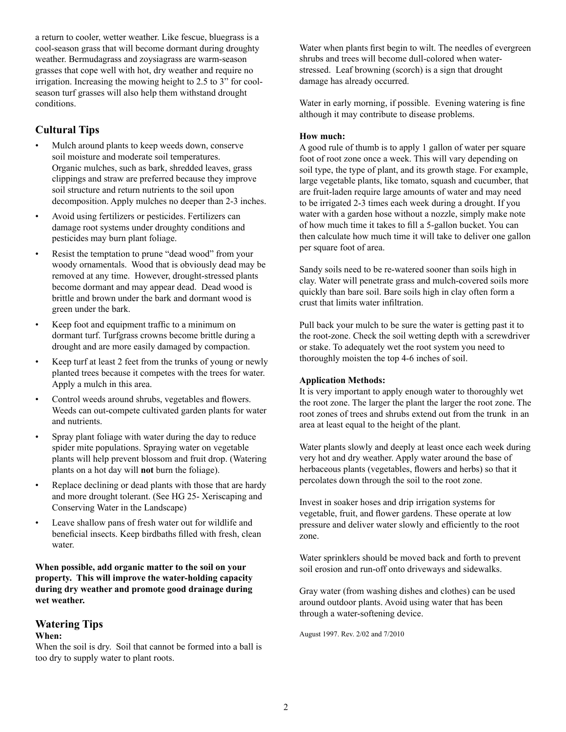a return to cooler, wetter weather. Like fescue, bluegrass is a cool-season grass that will become dormant during droughty weather. Bermudagrass and zoysiagrass are warm-season grasses that cope well with hot, dry weather and require no irrigation. Increasing the mowing height to 2.5 to 3" for cool-season turf grasses will also help them withstand drought conditions.

## Cultural Tips

- Mulch around plants to keep weeds down, conserve soil moisture and moderate soil temperatures. Organic mulches, such as bark, shredded leaves, grass clippings and straw are preferred because they improve soil structure and return nutrients to the soil upon decomposition. Apply mulches no deeper than 2-3 inches.
- Avoid using fertilizers or pesticides. Fertilizers can damage root systems under droughty conditions and pesticides may burn plant foliage.
- Resist the temptation to prune "dead wood" from your woody ornamentals. Wood that is obviously dead may be removed at any time. However, drought-stressed plants become dormant and may appear dead. Dead wood is brittle and brown under the bark and dormant wood is green under the bark.
- Keep foot and equipment traffic to a minimum on dormant turf. Turfgrass crowns become brittle during a drought and are more easily damaged by compaction.
- Keep turf at least 2 feet from the trunks of young or newly planted trees because it competes with the trees for water. Apply a mulch in this area.
- Control weeds around shrubs, vegetables and flowers. Weeds can out-compete cultivated garden plants for water and nutrients.
- Spray plant foliage with water during the day to reduce spider mite populations. Spraying water on vegetable plants will help prevent blossom and fruit drop. (Watering plants on a hot day will **not** burn the foliage).
- Replace declining or dead plants with those that are hardy and more drought tolerant. (See HG 25- Xeriscaping and Conserving Water in the Landscape)
- Leave shallow pans of fresh water out for wildlife and beneficial insects. Keep birdbaths filled with fresh, clean water.

**When possible, add organic matter to the soil on your property. This will improve the water-holding capacity during dry weather and promote good drainage during wet weather.**

## Watering Tips

**When:**

When the soil is dry. Soil that cannot be formed into a ball is too dry to supply water to plant roots.

Water when plants first begin to wilt. The needles of evergreen shrubs and trees will become dull-colored when water-stressed. Leaf browning (scorch) is a sign that drought damage has already occurred.

Water in early morning, if possible. Evening watering is fine although it may contribute to disease problems.

**How much:**

A good rule of thumb is to apply 1 gallon of water per square foot of root zone once a week. This will vary depending on soil type, the type of plant, and its growth stage. For example, large vegetable plants, like tomato, squash and cucumber, that are fruit-laden require large amounts of water and may need to be irrigated 2-3 times each week during a drought. If you water with a garden hose without a nozzle, simply make note of how much time it takes to fill a 5-gallon bucket. You can then calculate how much time it will take to deliver one gallon per square foot of area.

Sandy soils need to be re-watered sooner than soils high in clay. Water will penetrate grass and mulch-covered soils more quickly than bare soil. Bare soils high in clay often form a crust that limits water infiltration.

Pull back your mulch to be sure the water is getting past it to the root-zone. Check the soil wetting depth with a screwdriver or stake. To adequately wet the root system you need to thoroughly moisten the top 4-6 inches of soil.

**Application Methods:**

It is very important to apply enough water to thoroughly wet the root zone. The larger the plant the larger the root zone. The root zones of trees and shrubs extend out from the trunk in an area at least equal to the height of the plant.

Water plants slowly and deeply at least once each week during very hot and dry weather. Apply water around the base of herbaceous plants (vegetables, flowers and herbs) so that it percolates down through the soil to the root zone.

Invest in soaker hoses and drip irrigation systems for vegetable, fruit, and flower gardens. These operate at low pressure and deliver water slowly and efficiently to the root zone.

Water sprinklers should be moved back and forth to prevent soil erosion and run-off onto driveways and sidewalks.

Gray water (from washing dishes and clothes) can be used around outdoor plants. Avoid using water that has been through a water-softening device.

August 1997. Rev. 2/02 and 7/2010